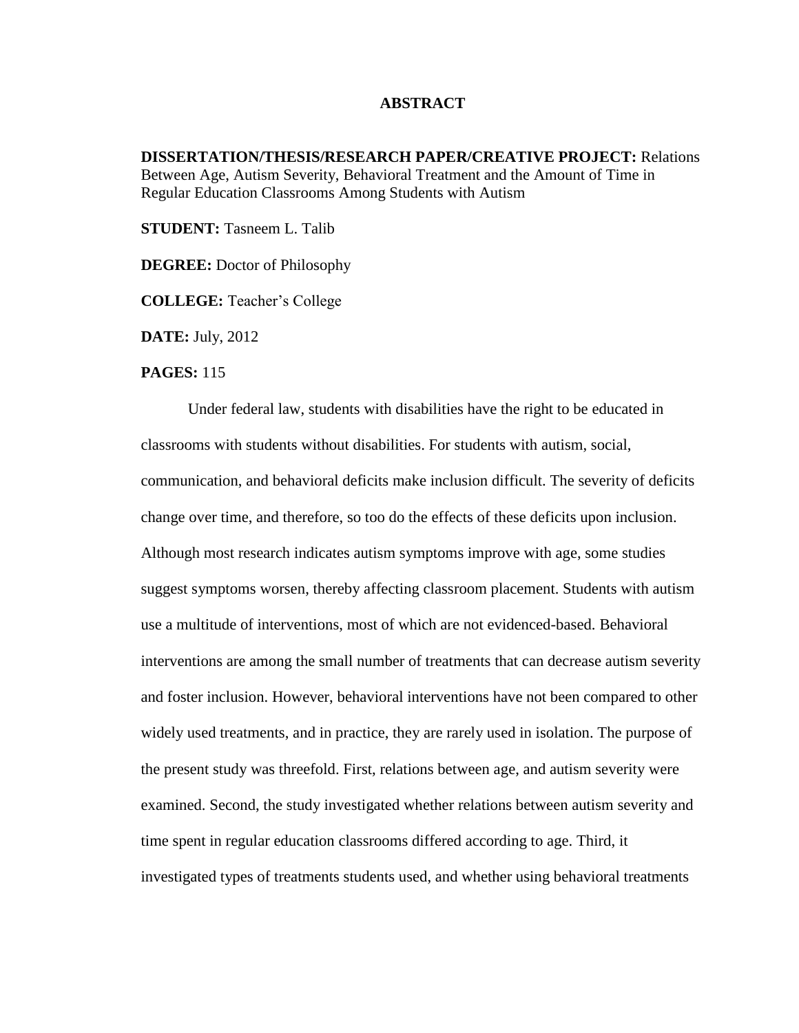# ABSTRACT

**DISSERTATION/THESIS/RESEARCH PAPER/CREATIVE PROJECT:** Relations Between Age, Autism Severity, Behavioral Treatment and the Amount of Time in Regular Education Classrooms Among Students with Autism

**STUDENT:** Tasneem L. Talib

**DEGREE:** Doctor of Philosophy

**COLLEGE:** Teacher's College

**DATE:** July, 2012

**PAGES:** 115

Under federal law, students with disabilities have the right to be educated in classrooms with students without disabilities. For students with autism, social, communication, and behavioral deficits make inclusion difficult. The severity of deficits change over time, and therefore, so too do the effects of these deficits upon inclusion. Although most research indicates autism symptoms improve with age, some studies suggest symptoms worsen, thereby affecting classroom placement. Students with autism use a multitude of interventions, most of which are not evidenced-based. Behavioral interventions are among the small number of treatments that can decrease autism severity and foster inclusion. However, behavioral interventions have not been compared to other widely used treatments, and in practice, they are rarely used in isolation. The purpose of the present study was threefold. First, relations between age, and autism severity were examined. Second, the study investigated whether relations between autism severity and time spent in regular education classrooms differed according to age. Third, it investigated types of treatments students used, and whether using behavioral treatments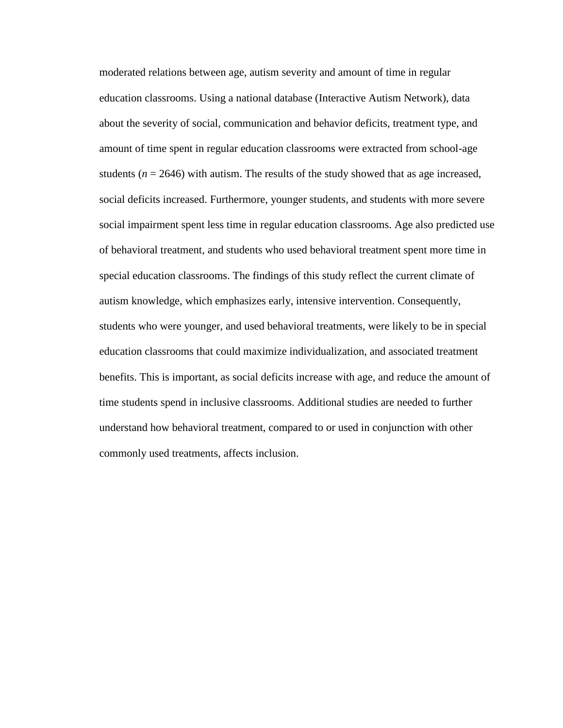moderated relations between age, autism severity and amount of time in regular education classrooms. Using a national database (Interactive Autism Network), data about the severity of social, communication and behavior deficits, treatment type, and amount of time spent in regular education classrooms were extracted from school-age students ($n = 2646$) with autism. The results of the study showed that as age increased, social deficits increased. Furthermore, younger students, and students with more severe social impairment spent less time in regular education classrooms. Age also predicted use of behavioral treatment, and students who used behavioral treatment spent more time in special education classrooms. The findings of this study reflect the current climate of autism knowledge, which emphasizes early, intensive intervention. Consequently, students who were younger, and used behavioral treatments, were likely to be in special education classrooms that could maximize individualization, and associated treatment benefits. This is important, as social deficits increase with age, and reduce the amount of time students spend in inclusive classrooms. Additional studies are needed to further understand how behavioral treatment, compared to or used in conjunction with other commonly used treatments, affects inclusion.